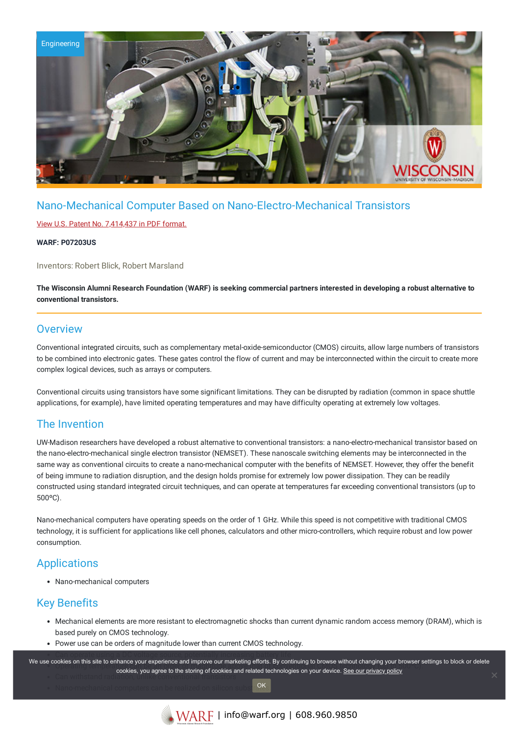Engineering

# Nano-Mechanical Computer Based on Nano-Electro-Mechanical Transistors

View U.S. Patent No. 7,414,437 in PDF format.

**WARF: P07203US**

Inventors: Robert Blick, Robert Marsland

**The Wisconsin Alumni Research Foundation (WARF) is seeking commercial partners interested in developing a robust alternative to conventional transistors.**

## Overview

Conventional integrated circuits, such as complementary metal-oxide-semiconductor (CMOS) circuits, allow large numbers of transistors to be combined into electronic gates. These gates control the flow of current and may be interconnected within the circuit to create more complex logical devices, such as arrays or computers.

Conventional circuits using transistors have some significant limitations. They can be disrupted by radiation (common in space shuttle applications, for example), have limited operating temperatures and may have difficulty operating at extremely low voltages.

## The Invention

UW-Madison researchers have developed a robust alternative to conventional transistors: a nano-electro-mechanical transistor based on the nano-electro-mechanical single electron transistor (NEMSET). These nanoscale switching elements may be interconnected in the same way as conventional circuits to create a nano-mechanical computer with the benefits of NEMSET. However, they offer the benefit of being immune to radiation disruption, and the design holds promise for extremely low power dissipation. They can be readily constructed using standard integrated circuit techniques, and can operate at temperatures far exceeding conventional transistors (up to 500°C).

Nano-mechanical computers have operating speeds on the order of 1 GHz. While this speed is not competitive with traditional CMOS technology, it is sufficient for applications like cell phones, calculators and other micro-controllers, which require robust and low power consumption.

## Applications

- Nano-mechanical computers

## Key Benefits

- Mechanical elements are more resistant to electromagnetic shocks than current dynamic random access memory (DRAM), which is based purely on CMOS technology.
- Power use can be orders of magnitude lower than current CMOS technology.
- Can operate using a DC voltage source, potentially increasing battery life
- Operating temperatures ... °C)
- Can withstand radiation ...
- Nano-mechanical computers can be realized on silicon subs...

We use cookies on this site to enhance your experience and improve our marketing efforts. By continuing to browse without changing your browser settings to block or delete cookies, you agree to the storing of cookies and related technologies on your device. See our privacy policy

OK

WARF | info@warf.org | 608.960.9850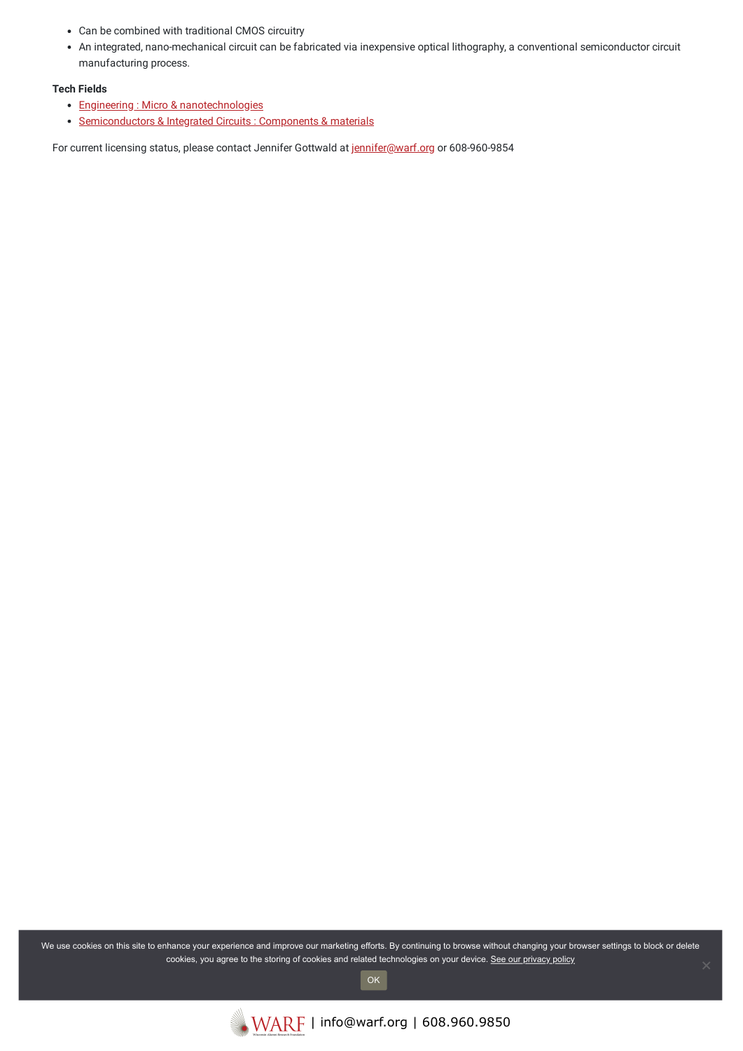- Can be combined with traditional CMOS circuitry
- An integrated, nano-mechanical circuit can be fabricated via inexpensive optical lithography, a conventional semiconductor circuit manufacturing process.

**Tech Fields**

- Engineering : Micro & nanotechnologies
- Semiconductors & Integrated Circuits : Components & materials

For current licensing status, please contact Jennifer Gottwald at jennifer@warf.org or 608-960-9854